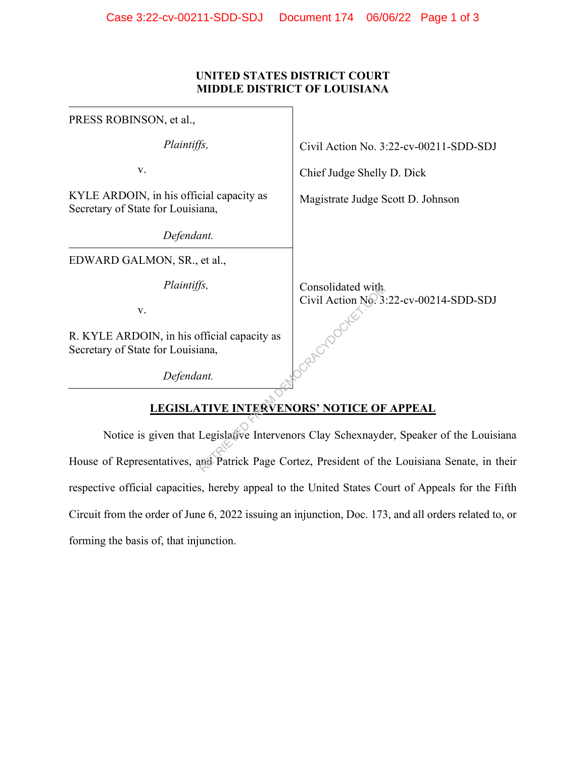**UNITED STATES DISTRICT COURT**
**MIDDLE DISTRICT OF LOUISIANA**

| | |
|---|---|
| PRESS ROBINSON, et al.,<br><br>*Plaintiffs,*<br><br>v.<br><br>KYLE ARDOIN, in his official capacity as Secretary of State for Louisiana,<br><br>*Defendant.* | Civil Action No. 3:22-cv-00211-SDD-SDJ<br><br>Chief Judge Shelly D. Dick<br><br>Magistrate Judge Scott D. Johnson |
| EDWARD GALMON, SR., et al.,<br><br>*Plaintiffs,*<br><br>v.<br><br>R. KYLE ARDOIN, in his official capacity as Secretary of State for Louisiana,<br><br>*Defendant.* | Consolidated with<br>Civil Action No. 3:22-cv-00214-SDD-SDJ |

**LEGISLATIVE INTERVENORS' NOTICE OF APPEAL**

Notice is given that Legislative Intervenors Clay Schexnayder, Speaker of the Louisiana House of Representatives, and Patrick Page Cortez, President of the Louisiana Senate, in their respective official capacities, hereby appeal to the United States Court of Appeals for the Fifth Circuit from the order of June 6, 2022 issuing an injunction, Doc. 173, and all orders related to, or forming the basis of, that injunction.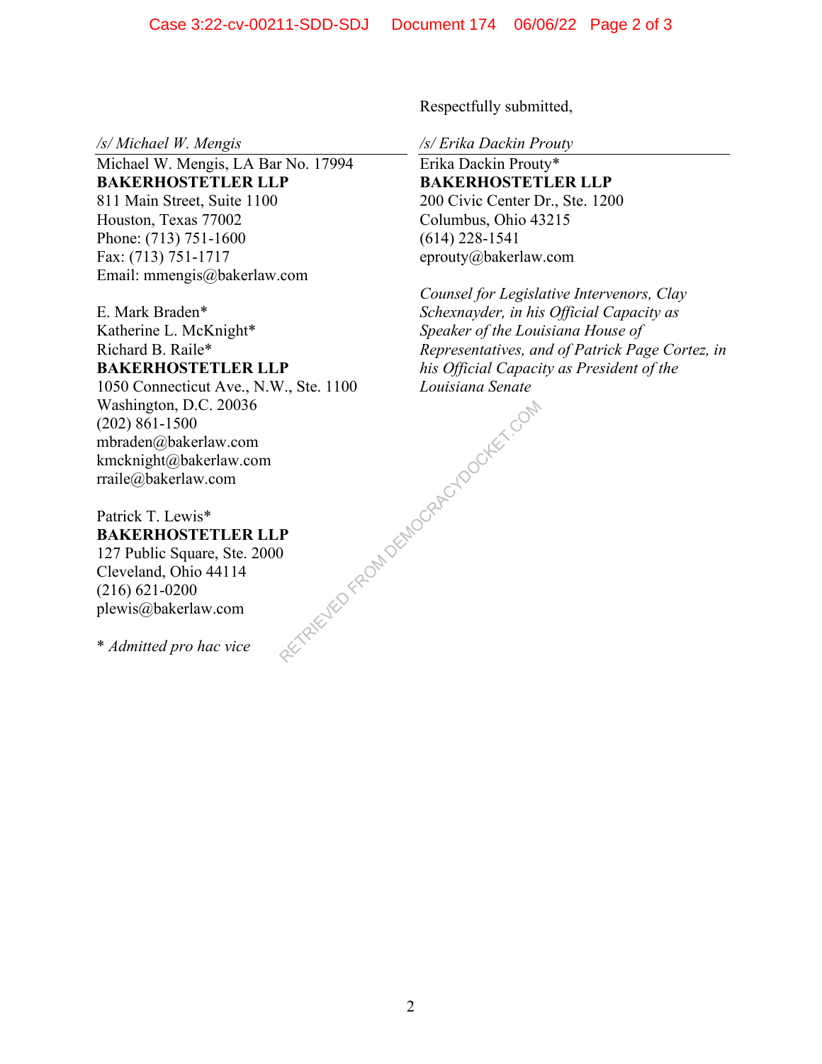Respectfully submitted,

*/s/ Michael W. Mengis*
Michael W. Mengis, LA Bar No. 17994
**BAKERHOSTETLER LLP**
811 Main Street, Suite 1100
Houston, Texas 77002
Phone: (713) 751-1600
Fax: (713) 751-1717
Email: mmengis@bakerlaw.com

E. Mark Braden*
Katherine L. McKnight*
Richard B. Raile*
**BAKERHOSTETLER LLP**
1050 Connecticut Ave., N.W., Ste. 1100
Washington, D.C. 20036
(202) 861-1500
mbraden@bakerlaw.com
kmcknight@bakerlaw.com
rraile@bakerlaw.com

Patrick T. Lewis*
**BAKERHOSTETLER LLP**
127 Public Square, Ste. 2000
Cleveland, Ohio 44114
(216) 621-0200
plewis@bakerlaw.com

* *Admitted pro hac vice*

*/s/ Erika Dackin Prouty*
Erika Dackin Prouty*
**BAKERHOSTETLER LLP**
200 Civic Center Dr., Ste. 1200
Columbus, Ohio 43215
(614) 228-1541
eprouty@bakerlaw.com

*Counsel for Legislative Intervenors, Clay Schexnayder, in his Official Capacity as Speaker of the Louisiana House of Representatives, and of Patrick Page Cortez, in his Official Capacity as President of the Louisiana Senate*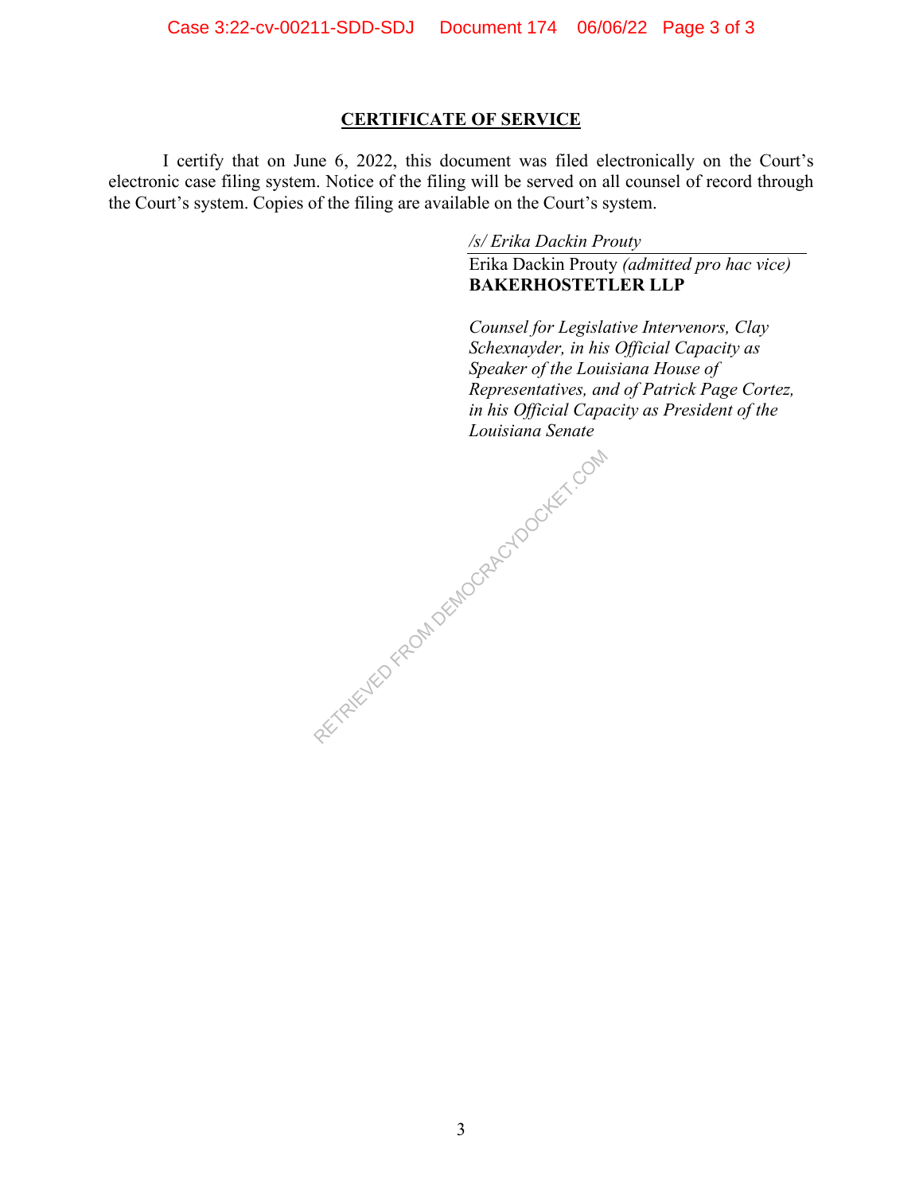## CERTIFICATE OF SERVICE

I certify that on June 6, 2022, this document was filed electronically on the Court's electronic case filing system. Notice of the filing will be served on all counsel of record through the Court's system. Copies of the filing are available on the Court's system.

*/s/ Erika Dackin Prouty*
Erika Dackin Prouty *(admitted pro hac vice)*
**BAKERHOSTETLER LLP**

*Counsel for Legislative Intervenors, Clay Schexnayder, in his Official Capacity as Speaker of the Louisiana House of Representatives, and of Patrick Page Cortez, in his Official Capacity as President of the Louisiana Senate*